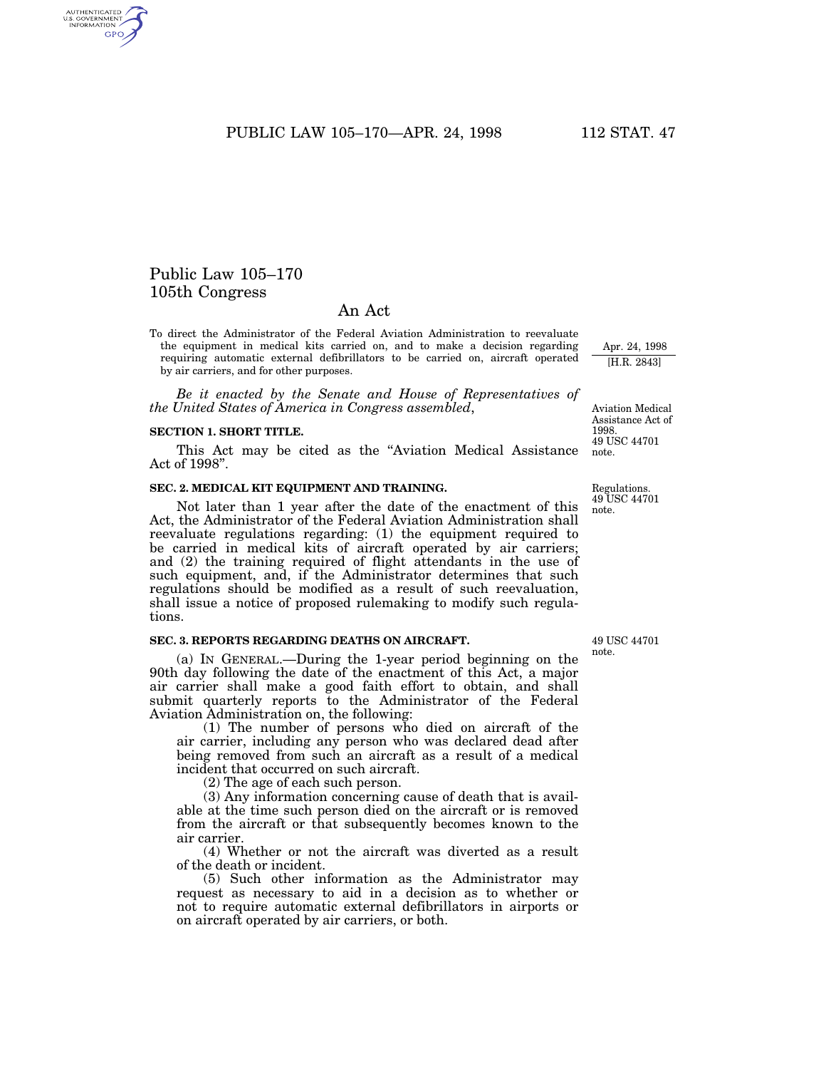# Public Law 105–170
# 105th Congress

## An Act

To direct the Administrator of the Federal Aviation Administration to reevaluate the equipment in medical kits carried on, and to make a decision regarding requiring automatic external defibrillators to be carried on, aircraft operated by air carriers, and for other purposes.

Apr. 24, 1998

[H.R. 2843]

*Be it enacted by the Senate and House of Representatives of the United States of America in Congress assembled,*

Aviation Medical Assistance Act of 1998. 49 USC 44701 note.

**SECTION 1. SHORT TITLE.**

This Act may be cited as the "Aviation Medical Assistance Act of 1998".

**SEC. 2. MEDICAL KIT EQUIPMENT AND TRAINING.**

Regulations. 49 USC 44701 note.

Not later than 1 year after the date of the enactment of this Act, the Administrator of the Federal Aviation Administration shall reevaluate regulations regarding: (1) the equipment required to be carried in medical kits of aircraft operated by air carriers; and (2) the training required of flight attendants in the use of such equipment, and, if the Administrator determines that such regulations should be modified as a result of such reevaluation, shall issue a notice of proposed rulemaking to modify such regulations.

**SEC. 3. REPORTS REGARDING DEATHS ON AIRCRAFT.**

49 USC 44701 note.

(a) IN GENERAL.—During the 1-year period beginning on the 90th day following the date of the enactment of this Act, a major air carrier shall make a good faith effort to obtain, and shall submit quarterly reports to the Administrator of the Federal Aviation Administration on, the following:

(1) The number of persons who died on aircraft of the air carrier, including any person who was declared dead after being removed from such an aircraft as a result of a medical incident that occurred on such aircraft.

(2) The age of each such person.

(3) Any information concerning cause of death that is available at the time such person died on the aircraft or is removed from the aircraft or that subsequently becomes known to the air carrier.

(4) Whether or not the aircraft was diverted as a result of the death or incident.

(5) Such other information as the Administrator may request as necessary to aid in a decision as to whether or not to require automatic external defibrillators in airports or on aircraft operated by air carriers, or both.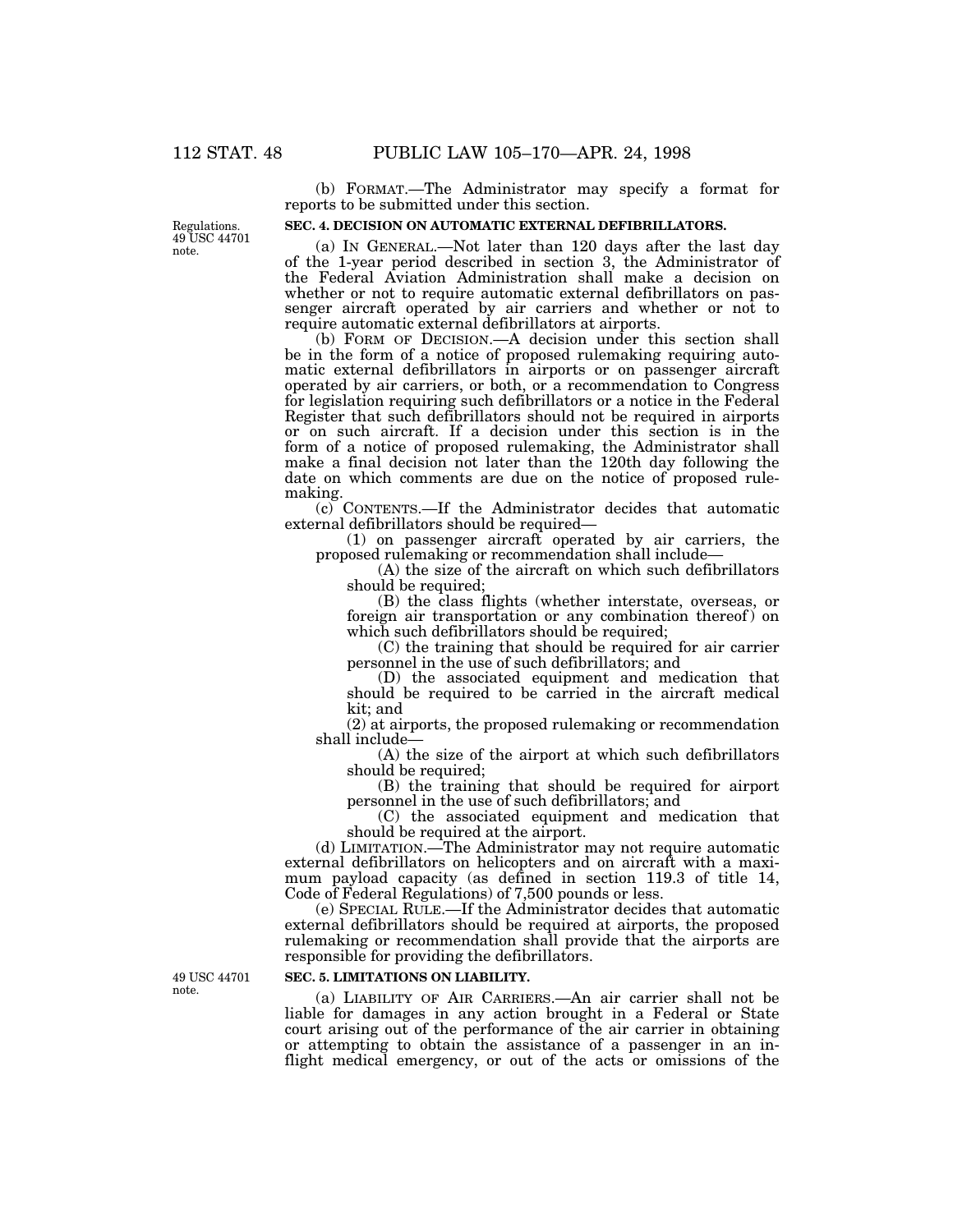(b) FORMAT.—The Administrator may specify a format for reports to be submitted under this section.

Regulations. 49 USC 44701 note.

**SEC. 4. DECISION ON AUTOMATIC EXTERNAL DEFIBRILLATORS.**

(a) IN GENERAL.—Not later than 120 days after the last day of the 1-year period described in section 3, the Administrator of the Federal Aviation Administration shall make a decision on whether or not to require automatic external defibrillators on passenger aircraft operated by air carriers and whether or not to require automatic external defibrillators at airports.

(b) FORM OF DECISION.—A decision under this section shall be in the form of a notice of proposed rulemaking requiring automatic external defibrillators in airports or on passenger aircraft operated by air carriers, or both, or a recommendation to Congress for legislation requiring such defibrillators or a notice in the Federal Register that such defibrillators should not be required in airports or on such aircraft. If a decision under this section is in the form of a notice of proposed rulemaking, the Administrator shall make a final decision not later than the 120th day following the date on which comments are due on the notice of proposed rulemaking.

(c) CONTENTS.—If the Administrator decides that automatic external defibrillators should be required—

(1) on passenger aircraft operated by air carriers, the proposed rulemaking or recommendation shall include—

(A) the size of the aircraft on which such defibrillators should be required;

(B) the class flights (whether interstate, overseas, or foreign air transportation or any combination thereof) on which such defibrillators should be required;

(C) the training that should be required for air carrier personnel in the use of such defibrillators; and

(D) the associated equipment and medication that should be required to be carried in the aircraft medical kit; and

(2) at airports, the proposed rulemaking or recommendation shall include—

(A) the size of the airport at which such defibrillators should be required;

(B) the training that should be required for airport personnel in the use of such defibrillators; and

(C) the associated equipment and medication that should be required at the airport.

(d) LIMITATION.—The Administrator may not require automatic external defibrillators on helicopters and on aircraft with a maximum payload capacity (as defined in section 119.3 of title 14, Code of Federal Regulations) of 7,500 pounds or less.

(e) SPECIAL RULE.—If the Administrator decides that automatic external defibrillators should be required at airports, the proposed rulemaking or recommendation shall provide that the airports are responsible for providing the defibrillators.

49 USC 44701 note.

**SEC. 5. LIMITATIONS ON LIABILITY.**

(a) LIABILITY OF AIR CARRIERS.—An air carrier shall not be liable for damages in any action brought in a Federal or State court arising out of the performance of the air carrier in obtaining or attempting to obtain the assistance of a passenger in an in-flight medical emergency, or out of the acts or omissions of the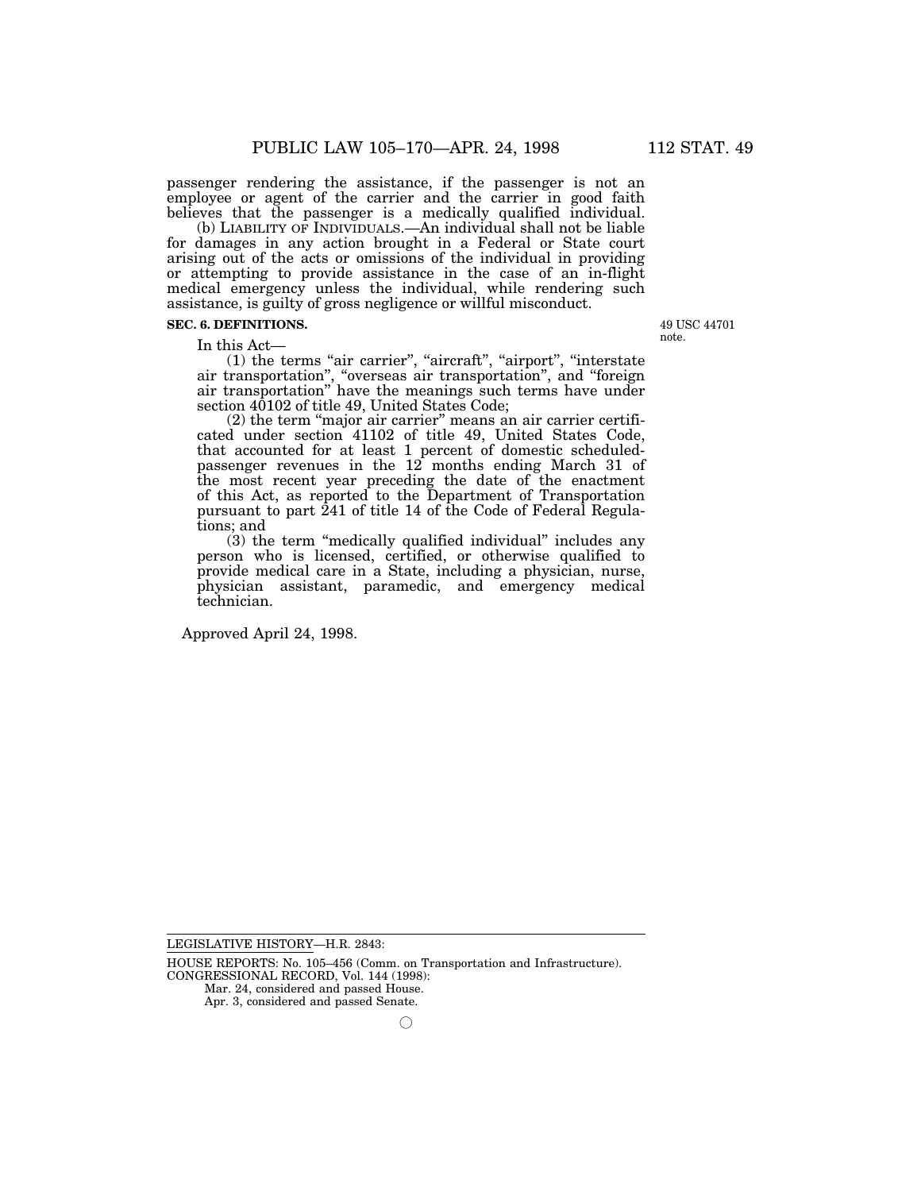passenger rendering the assistance, if the passenger is not an employee or agent of the carrier and the carrier in good faith believes that the passenger is a medically qualified individual.

(b) LIABILITY OF INDIVIDUALS.—An individual shall not be liable for damages in any action brought in a Federal or State court arising out of the acts or omissions of the individual in providing or attempting to provide assistance in the case of an in-flight medical emergency unless the individual, while rendering such assistance, is guilty of gross negligence or willful misconduct.

**SEC. 6. DEFINITIONS.**

49 USC 44701 note.

In this Act—

(1) the terms "air carrier", "aircraft", "airport", "interstate air transportation", "overseas air transportation", and "foreign air transportation" have the meanings such terms have under section 40102 of title 49, United States Code;

(2) the term "major air carrier" means an air carrier certificated under section 41102 of title 49, United States Code, that accounted for at least 1 percent of domestic scheduled-passenger revenues in the 12 months ending March 31 of the most recent year preceding the date of the enactment of this Act, as reported to the Department of Transportation pursuant to part 241 of title 14 of the Code of Federal Regulations; and

(3) the term "medically qualified individual" includes any person who is licensed, certified, or otherwise qualified to provide medical care in a State, including a physician, nurse, physician assistant, paramedic, and emergency medical technician.

Approved April 24, 1998.

LEGISLATIVE HISTORY—H.R. 2843:

HOUSE REPORTS: No. 105–456 (Comm. on Transportation and Infrastructure).
CONGRESSIONAL RECORD, Vol. 144 (1998):
Mar. 24, considered and passed House.
Apr. 3, considered and passed Senate.

○